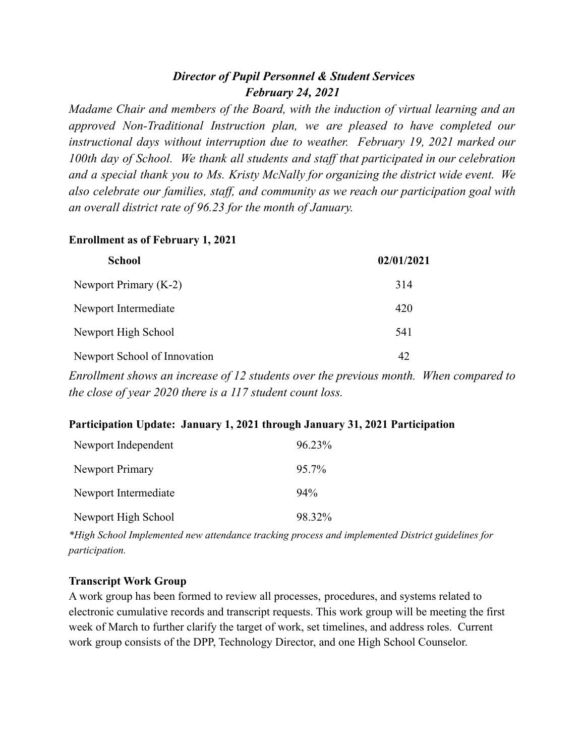## *Director of Pupil Personnel & Student Services*
## *February 24, 2021*

*Madame Chair and members of the Board, with the induction of virtual learning and an approved Non-Traditional Instruction plan, we are pleased to have completed our instructional days without interruption due to weather. February 19, 2021 marked our 100th day of School. We thank all students and staff that participated in our celebration and a special thank you to Ms. Kristy McNally for organizing the district wide event. We also celebrate our families, staff, and community as we reach our participation goal with an overall district rate of 96.23 for the month of January.*

**Enrollment as of February 1, 2021**

| School | 02/01/2021 |
|---|---|
| Newport Primary (K-2) | 314 |
| Newport Intermediate | 420 |
| Newport High School | 541 |
| Newport School of Innovation | 42 |

*Enrollment shows an increase of 12 students over the previous month. When compared to the close of year 2020 there is a 117 student count loss.*

**Participation Update: January 1, 2021 through January 31, 2021 Participation**

| | |
|---|---|
| Newport Independent | 96.23% |
| Newport Primary | 95.7% |
| Newport Intermediate | 94% |
| Newport High School | 98.32% |

*\*High School Implemented new attendance tracking process and implemented District guidelines for participation.*

**Transcript Work Group**

A work group has been formed to review all processes, procedures, and systems related to electronic cumulative records and transcript requests. This work group will be meeting the first week of March to further clarify the target of work, set timelines, and address roles. Current work group consists of the DPP, Technology Director, and one High School Counselor.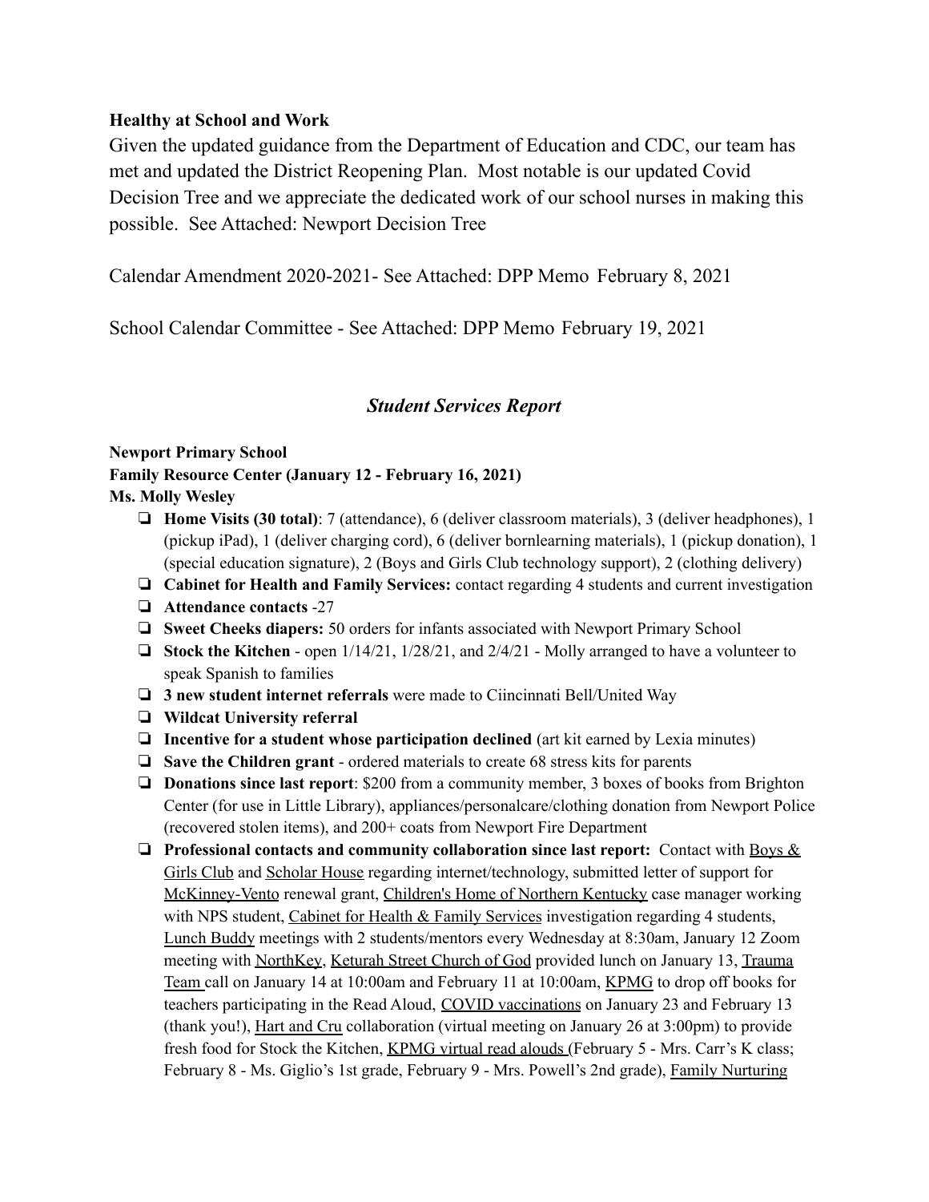**Healthy at School and Work**

Given the updated guidance from the Department of Education and CDC, our team has met and updated the District Reopening Plan. Most notable is our updated Covid Decision Tree and we appreciate the dedicated work of our school nurses in making this possible. See Attached: Newport Decision Tree

Calendar Amendment 2020-2021- See Attached: DPP Memo February 8, 2021

School Calendar Committee - See Attached: DPP Memo February 19, 2021

## *Student Services Report*

**Newport Primary School**
**Family Resource Center (January 12 - February 16, 2021)**
**Ms. Molly Wesley**

- **Home Visits (30 total)**: 7 (attendance), 6 (deliver classroom materials), 3 (deliver headphones), 1 (pickup iPad), 1 (deliver charging cord), 6 (deliver bornlearning materials), 1 (pickup donation), 1 (special education signature), 2 (Boys and Girls Club technology support), 2 (clothing delivery)
- **Cabinet for Health and Family Services:** contact regarding 4 students and current investigation
- **Attendance contacts** -27
- **Sweet Cheeks diapers:** 50 orders for infants associated with Newport Primary School
- **Stock the Kitchen** - open 1/14/21, 1/28/21, and 2/4/21 - Molly arranged to have a volunteer to speak Spanish to families
- **3 new student internet referrals** were made to Ciincinnati Bell/United Way
- **Wildcat University referral**
- **Incentive for a student whose participation declined** (art kit earned by Lexia minutes)
- **Save the Children grant** - ordered materials to create 68 stress kits for parents
- **Donations since last report**: $200 from a community member, 3 boxes of books from Brighton Center (for use in Little Library), appliances/personalcare/clothing donation from Newport Police (recovered stolen items), and 200+ coats from Newport Fire Department
- **Professional contacts and community collaboration since last report:** Contact with Boys & Girls Club and Scholar House regarding internet/technology, submitted letter of support for McKinney-Vento renewal grant, Children's Home of Northern Kentucky case manager working with NPS student, Cabinet for Health & Family Services investigation regarding 4 students, Lunch Buddy meetings with 2 students/mentors every Wednesday at 8:30am, January 12 Zoom meeting with NorthKey, Keturah Street Church of God provided lunch on January 13, Trauma Team call on January 14 at 10:00am and February 11 at 10:00am, KPMG to drop off books for teachers participating in the Read Aloud, COVID vaccinations on January 23 and February 13 (thank you!), Hart and Cru collaboration (virtual meeting on January 26 at 3:00pm) to provide fresh food for Stock the Kitchen, KPMG virtual read alouds (February 5 - Mrs. Carr's K class; February 8 - Ms. Giglio's 1st grade, February 9 - Mrs. Powell's 2nd grade), Family Nurturing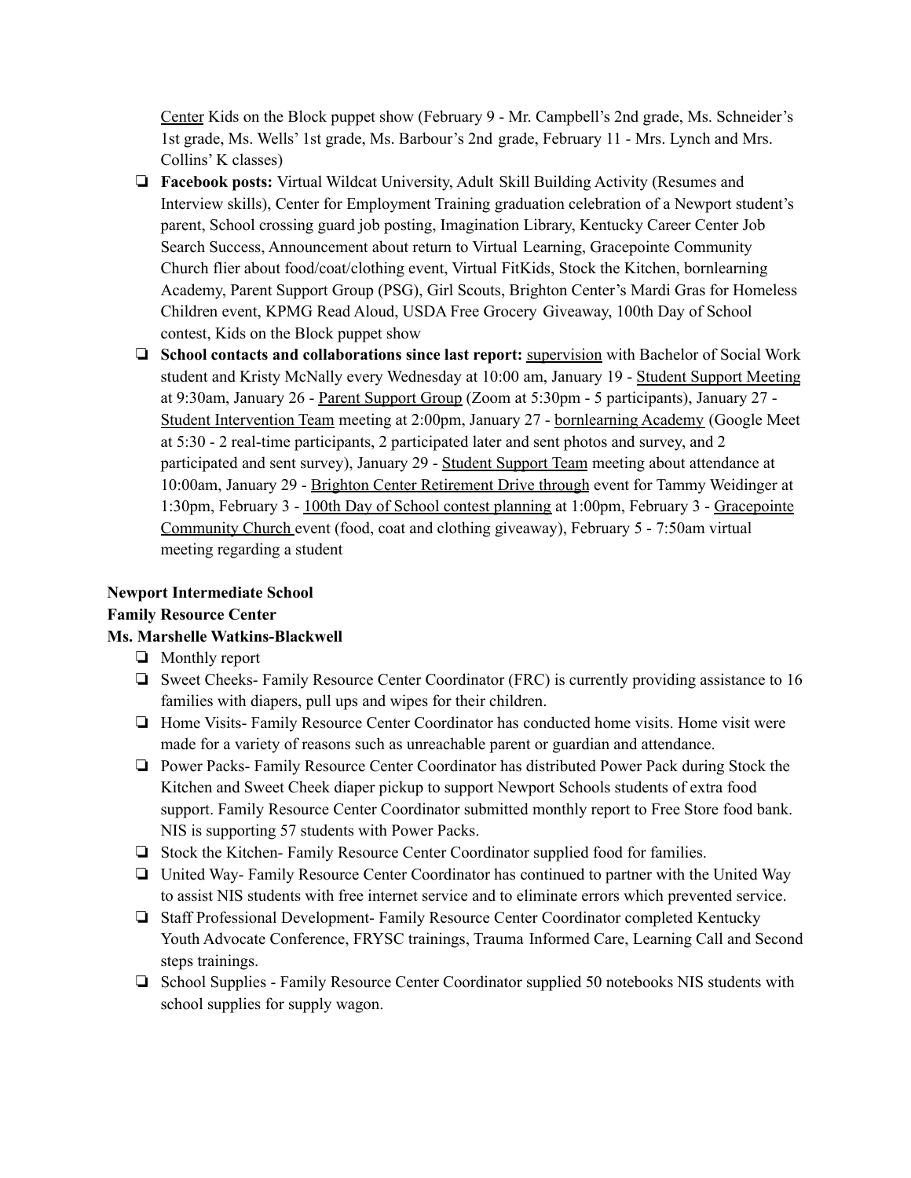Center Kids on the Block puppet show (February 9 - Mr. Campbell's 2nd grade, Ms. Schneider's 1st grade, Ms. Wells' 1st grade, Ms. Barbour's 2nd grade, February 11 - Mrs. Lynch and Mrs. Collins' K classes)

- **Facebook posts:** Virtual Wildcat University, Adult Skill Building Activity (Resumes and Interview skills), Center for Employment Training graduation celebration of a Newport student's parent, School crossing guard job posting, Imagination Library, Kentucky Career Center Job Search Success, Announcement about return to Virtual Learning, Gracepointe Community Church flier about food/coat/clothing event, Virtual FitKids, Stock the Kitchen, bornlearning Academy, Parent Support Group (PSG), Girl Scouts, Brighton Center's Mardi Gras for Homeless Children event, KPMG Read Aloud, USDA Free Grocery Giveaway, 100th Day of School contest, Kids on the Block puppet show
- **School contacts and collaborations since last report:** supervision with Bachelor of Social Work student and Kristy McNally every Wednesday at 10:00 am, January 19 - Student Support Meeting at 9:30am, January 26 - Parent Support Group (Zoom at 5:30pm - 5 participants), January 27 - Student Intervention Team meeting at 2:00pm, January 27 - bornlearning Academy (Google Meet at 5:30 - 2 real-time participants, 2 participated later and sent photos and survey, and 2 participated and sent survey), January 29 - Student Support Team meeting about attendance at 10:00am, January 29 - Brighton Center Retirement Drive through event for Tammy Weidinger at 1:30pm, February 3 - 100th Day of School contest planning at 1:00pm, February 3 - Gracepointe Community Church event (food, coat and clothing giveaway), February 5 - 7:50am virtual meeting regarding a student

**Newport Intermediate School**
**Family Resource Center**
**Ms. Marshelle Watkins-Blackwell**

- Monthly report
- Sweet Cheeks- Family Resource Center Coordinator (FRC) is currently providing assistance to 16 families with diapers, pull ups and wipes for their children.
- Home Visits- Family Resource Center Coordinator has conducted home visits. Home visit were made for a variety of reasons such as unreachable parent or guardian and attendance.
- Power Packs- Family Resource Center Coordinator has distributed Power Pack during Stock the Kitchen and Sweet Cheek diaper pickup to support Newport Schools students of extra food support. Family Resource Center Coordinator submitted monthly report to Free Store food bank. NIS is supporting 57 students with Power Packs.
- Stock the Kitchen- Family Resource Center Coordinator supplied food for families.
- United Way- Family Resource Center Coordinator has continued to partner with the United Way to assist NIS students with free internet service and to eliminate errors which prevented service.
- Staff Professional Development- Family Resource Center Coordinator completed Kentucky Youth Advocate Conference, FRYSC trainings, Trauma Informed Care, Learning Call and Second steps trainings.
- School Supplies - Family Resource Center Coordinator supplied 50 notebooks NIS students with school supplies for supply wagon.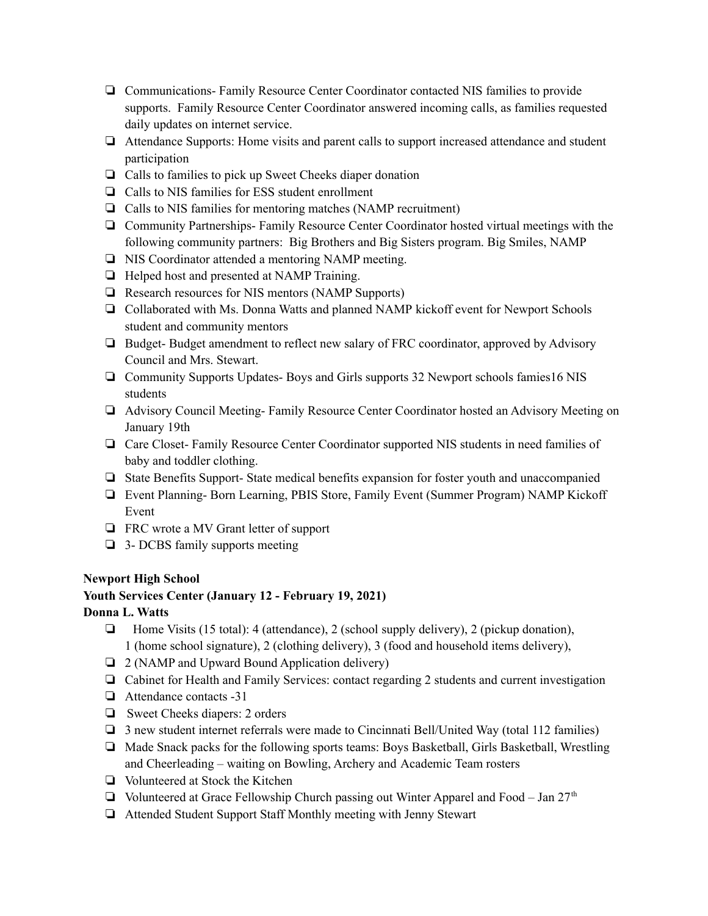- Communications- Family Resource Center Coordinator contacted NIS families to provide supports. Family Resource Center Coordinator answered incoming calls, as families requested daily updates on internet service.
- Attendance Supports: Home visits and parent calls to support increased attendance and student participation
- Calls to families to pick up Sweet Cheeks diaper donation
- Calls to NIS families for ESS student enrollment
- Calls to NIS families for mentoring matches (NAMP recruitment)
- Community Partnerships- Family Resource Center Coordinator hosted virtual meetings with the following community partners: Big Brothers and Big Sisters program. Big Smiles, NAMP
- NIS Coordinator attended a mentoring NAMP meeting.
- Helped host and presented at NAMP Training.
- Research resources for NIS mentors (NAMP Supports)
- Collaborated with Ms. Donna Watts and planned NAMP kickoff event for Newport Schools student and community mentors
- Budget- Budget amendment to reflect new salary of FRC coordinator, approved by Advisory Council and Mrs. Stewart.
- Community Supports Updates- Boys and Girls supports 32 Newport schools famies16 NIS students
- Advisory Council Meeting- Family Resource Center Coordinator hosted an Advisory Meeting on January 19th
- Care Closet- Family Resource Center Coordinator supported NIS students in need families of baby and toddler clothing.
- State Benefits Support- State medical benefits expansion for foster youth and unaccompanied
- Event Planning- Born Learning, PBIS Store, Family Event (Summer Program) NAMP Kickoff Event
- FRC wrote a MV Grant letter of support
- 3- DCBS family supports meeting

**Newport High School**
**Youth Services Center (January 12 - February 19, 2021)**
**Donna L. Watts**

- Home Visits (15 total): 4 (attendance), 2 (school supply delivery), 2 (pickup donation), 1 (home school signature), 2 (clothing delivery), 3 (food and household items delivery),
- 2 (NAMP and Upward Bound Application delivery)
- Cabinet for Health and Family Services: contact regarding 2 students and current investigation
- Attendance contacts -31
- Sweet Cheeks diapers: 2 orders
- 3 new student internet referrals were made to Cincinnati Bell/United Way (total 112 families)
- Made Snack packs for the following sports teams: Boys Basketball, Girls Basketball, Wrestling and Cheerleading – waiting on Bowling, Archery and Academic Team rosters
- Volunteered at Stock the Kitchen
- Volunteered at Grace Fellowship Church passing out Winter Apparel and Food – Jan 27th
- Attended Student Support Staff Monthly meeting with Jenny Stewart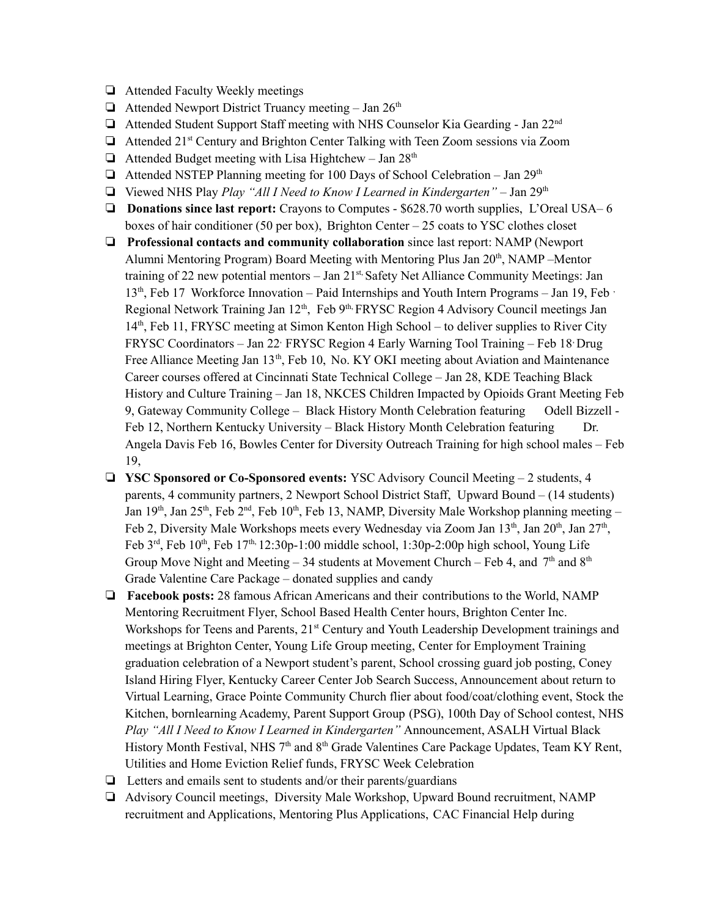- ❏ Attended Faculty Weekly meetings
- ❏ Attended Newport District Truancy meeting – Jan 26th
- ❏ Attended Student Support Staff meeting with NHS Counselor Kia Gearding - Jan 22nd
- ❏ Attended 21st Century and Brighton Center Talking with Teen Zoom sessions via Zoom
- ❏ Attended Budget meeting with Lisa Hightchew – Jan 28th
- ❏ Attended NSTEP Planning meeting for 100 Days of School Celebration – Jan 29th
- ❏ Viewed NHS Play *Play "All I Need to Know I Learned in Kindergarten"* – Jan 29th
- ❏ **Donations since last report:** Crayons to Computes - $628.70 worth supplies, L'Oreal USA– 6 boxes of hair conditioner (50 per box), Brighton Center – 25 coats to YSC clothes closet
- ❏ **Professional contacts and community collaboration** since last report: NAMP (Newport Alumni Mentoring Program) Board Meeting with Mentoring Plus Jan 20th, NAMP –Mentor training of 22 new potential mentors – Jan 21st, Safety Net Alliance Community Meetings: Jan 13th, Feb 17 Workforce Innovation – Paid Internships and Youth Intern Programs – Jan 19, Feb , Regional Network Training Jan 12th, Feb 9th, FRYSC Region 4 Advisory Council meetings Jan 14th, Feb 11, FRYSC meeting at Simon Kenton High School – to deliver supplies to River City FRYSC Coordinators – Jan 22, FRYSC Region 4 Early Warning Tool Training – Feb 18, Drug Free Alliance Meeting Jan 13th, Feb 10, No. KY OKI meeting about Aviation and Maintenance Career courses offered at Cincinnati State Technical College – Jan 28, KDE Teaching Black History and Culture Training – Jan 18, NKCES Children Impacted by Opioids Grant Meeting Feb 9, Gateway Community College – Black History Month Celebration featuring Odell Bizzell - Feb 12, Northern Kentucky University – Black History Month Celebration featuring Dr. Angela Davis Feb 16, Bowles Center for Diversity Outreach Training for high school males – Feb 19,
- ❏ **YSC Sponsored or Co-Sponsored events:** YSC Advisory Council Meeting – 2 students, 4 parents, 4 community partners, 2 Newport School District Staff, Upward Bound – (14 students) Jan 19th, Jan 25th, Feb 2nd, Feb 10th, Feb 13, NAMP, Diversity Male Workshop planning meeting – Feb 2, Diversity Male Workshops meets every Wednesday via Zoom Jan 13th, Jan 20th, Jan 27th, Feb 3rd, Feb 10th, Feb 17th, 12:30p-1:00 middle school, 1:30p-2:00p high school, Young Life Group Move Night and Meeting – 34 students at Movement Church – Feb 4, and 7th and 8th Grade Valentine Care Package – donated supplies and candy
- ❏ **Facebook posts:** 28 famous African Americans and their contributions to the World, NAMP Mentoring Recruitment Flyer, School Based Health Center hours, Brighton Center Inc. Workshops for Teens and Parents, 21st Century and Youth Leadership Development trainings and meetings at Brighton Center, Young Life Group meeting, Center for Employment Training graduation celebration of a Newport student's parent, School crossing guard job posting, Coney Island Hiring Flyer, Kentucky Career Center Job Search Success, Announcement about return to Virtual Learning, Grace Pointe Community Church flier about food/coat/clothing event, Stock the Kitchen, bornlearning Academy, Parent Support Group (PSG), 100th Day of School contest, NHS *Play "All I Need to Know I Learned in Kindergarten"* Announcement, ASALH Virtual Black History Month Festival, NHS 7th and 8th Grade Valentines Care Package Updates, Team KY Rent, Utilities and Home Eviction Relief funds, FRYSC Week Celebration
- ❏ Letters and emails sent to students and/or their parents/guardians
- ❏ Advisory Council meetings, Diversity Male Workshop, Upward Bound recruitment, NAMP recruitment and Applications, Mentoring Plus Applications, CAC Financial Help during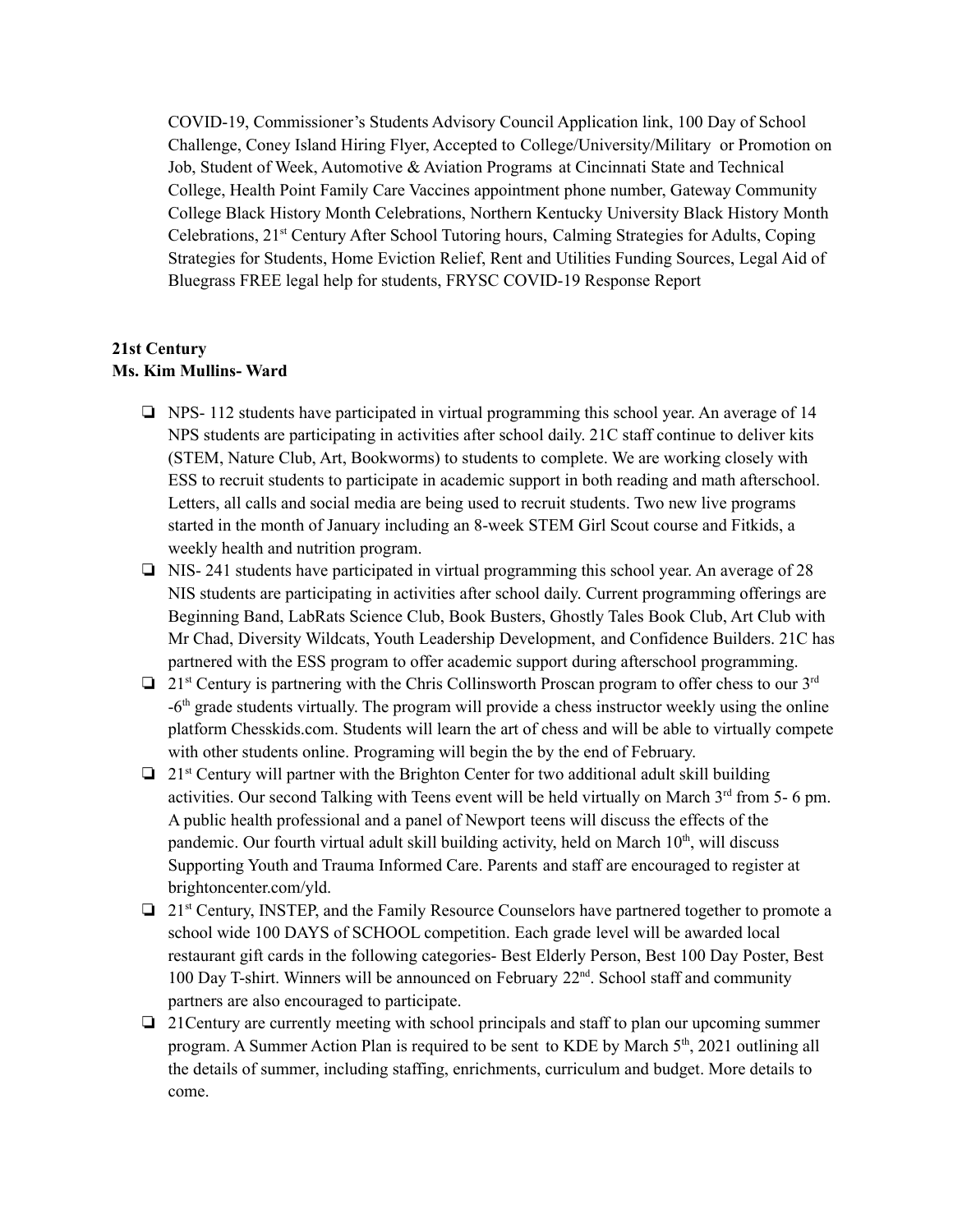COVID-19, Commissioner's Students Advisory Council Application link, 100 Day of School Challenge, Coney Island Hiring Flyer, Accepted to College/University/Military or Promotion on Job, Student of Week, Automotive & Aviation Programs at Cincinnati State and Technical College, Health Point Family Care Vaccines appointment phone number, Gateway Community College Black History Month Celebrations, Northern Kentucky University Black History Month Celebrations, 21st Century After School Tutoring hours, Calming Strategies for Adults, Coping Strategies for Students, Home Eviction Relief, Rent and Utilities Funding Sources, Legal Aid of Bluegrass FREE legal help for students, FRYSC COVID-19 Response Report

**21st Century**
**Ms. Kim Mullins- Ward**

- NPS- 112 students have participated in virtual programming this school year. An average of 14 NPS students are participating in activities after school daily. 21C staff continue to deliver kits (STEM, Nature Club, Art, Bookworms) to students to complete. We are working closely with ESS to recruit students to participate in academic support in both reading and math afterschool. Letters, all calls and social media are being used to recruit students. Two new live programs started in the month of January including an 8-week STEM Girl Scout course and Fitkids, a weekly health and nutrition program.
- NIS- 241 students have participated in virtual programming this school year. An average of 28 NIS students are participating in activities after school daily. Current programming offerings are Beginning Band, LabRats Science Club, Book Busters, Ghostly Tales Book Club, Art Club with Mr Chad, Diversity Wildcats, Youth Leadership Development, and Confidence Builders. 21C has partnered with the ESS program to offer academic support during afterschool programming.
- 21st Century is partnering with the Chris Collinsworth Proscan program to offer chess to our 3rd -6th grade students virtually. The program will provide a chess instructor weekly using the online platform Chesskids.com. Students will learn the art of chess and will be able to virtually compete with other students online. Programing will begin the by the end of February.
- 21st Century will partner with the Brighton Center for two additional adult skill building activities. Our second Talking with Teens event will be held virtually on March 3rd from 5- 6 pm. A public health professional and a panel of Newport teens will discuss the effects of the pandemic. Our fourth virtual adult skill building activity, held on March 10th, will discuss Supporting Youth and Trauma Informed Care. Parents and staff are encouraged to register at brightoncenter.com/yld.
- 21st Century, INSTEP, and the Family Resource Counselors have partnered together to promote a school wide 100 DAYS of SCHOOL competition. Each grade level will be awarded local restaurant gift cards in the following categories- Best Elderly Person, Best 100 Day Poster, Best 100 Day T-shirt. Winners will be announced on February 22nd. School staff and community partners are also encouraged to participate.
- 21Century are currently meeting with school principals and staff to plan our upcoming summer program. A Summer Action Plan is required to be sent to KDE by March 5th, 2021 outlining all the details of summer, including staffing, enrichments, curriculum and budget. More details to come.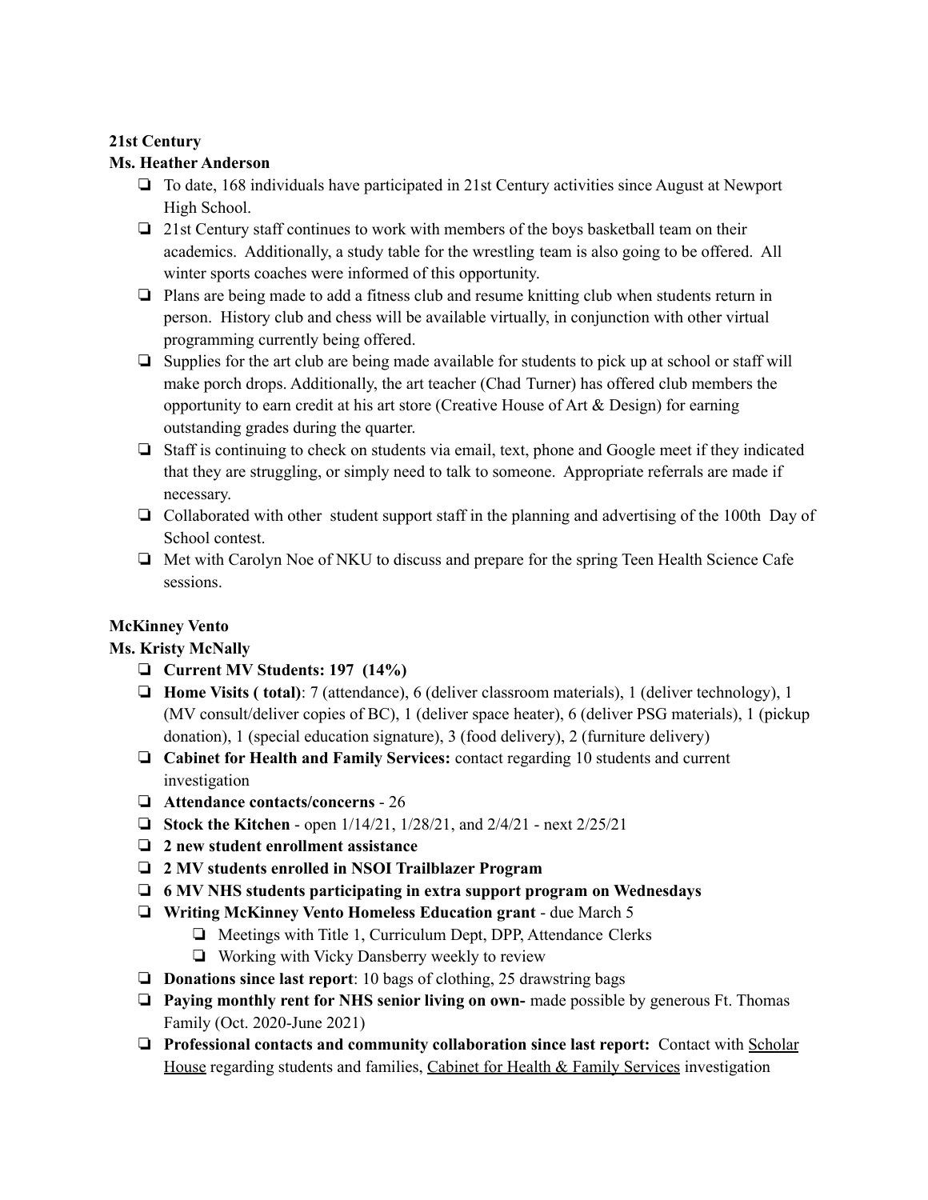**21st Century**

**Ms. Heather Anderson**

- To date, 168 individuals have participated in 21st Century activities since August at Newport High School.
- 21st Century staff continues to work with members of the boys basketball team on their academics. Additionally, a study table for the wrestling team is also going to be offered. All winter sports coaches were informed of this opportunity.
- Plans are being made to add a fitness club and resume knitting club when students return in person. History club and chess will be available virtually, in conjunction with other virtual programming currently being offered.
- Supplies for the art club are being made available for students to pick up at school or staff will make porch drops. Additionally, the art teacher (Chad Turner) has offered club members the opportunity to earn credit at his art store (Creative House of Art & Design) for earning outstanding grades during the quarter.
- Staff is continuing to check on students via email, text, phone and Google meet if they indicated that they are struggling, or simply need to talk to someone. Appropriate referrals are made if necessary.
- Collaborated with other student support staff in the planning and advertising of the 100th Day of School contest.
- Met with Carolyn Noe of NKU to discuss and prepare for the spring Teen Health Science Cafe sessions.

**McKinney Vento**

**Ms. Kristy McNally**

- **Current MV Students: 197 (14%)**
- **Home Visits ( total)**: 7 (attendance), 6 (deliver classroom materials), 1 (deliver technology), 1 (MV consult/deliver copies of BC), 1 (deliver space heater), 6 (deliver PSG materials), 1 (pickup donation), 1 (special education signature), 3 (food delivery), 2 (furniture delivery)
- **Cabinet for Health and Family Services:** contact regarding 10 students and current investigation
- **Attendance contacts/concerns** - 26
- **Stock the Kitchen** - open 1/14/21, 1/28/21, and 2/4/21 - next 2/25/21
- **2 new student enrollment assistance**
- **2 MV students enrolled in NSOI Trailblazer Program**
- **6 MV NHS students participating in extra support program on Wednesdays**
- **Writing McKinney Vento Homeless Education grant** - due March 5
  - Meetings with Title 1, Curriculum Dept, DPP, Attendance Clerks
  - Working with Vicky Dansberry weekly to review
- **Donations since last report**: 10 bags of clothing, 25 drawstring bags
- **Paying monthly rent for NHS senior living on own-** made possible by generous Ft. Thomas Family (Oct. 2020-June 2021)
- **Professional contacts and community collaboration since last report:** Contact with Scholar House regarding students and families, Cabinet for Health & Family Services investigation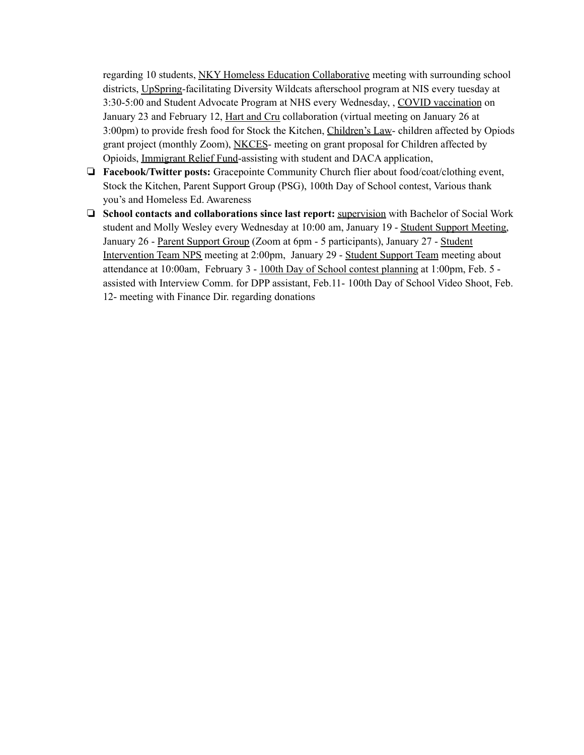regarding 10 students, NKY Homeless Education Collaborative meeting with surrounding school districts, UpSpring-facilitating Diversity Wildcats afterschool program at NIS every tuesday at 3:30-5:00 and Student Advocate Program at NHS every Wednesday, , COVID vaccination on January 23 and February 12, Hart and Cru collaboration (virtual meeting on January 26 at 3:00pm) to provide fresh food for Stock the Kitchen, Children's Law- children affected by Opiods grant project (monthly Zoom), NKCES- meeting on grant proposal for Children affected by Opioids, Immigrant Relief Fund-assisting with student and DACA application,

- **Facebook/Twitter posts:** Gracepointe Community Church flier about food/coat/clothing event, Stock the Kitchen, Parent Support Group (PSG), 100th Day of School contest, Various thank you's and Homeless Ed. Awareness
- **School contacts and collaborations since last report:** supervision with Bachelor of Social Work student and Molly Wesley every Wednesday at 10:00 am, January 19 - Student Support Meeting, January 26 - Parent Support Group (Zoom at 6pm - 5 participants), January 27 - Student Intervention Team NPS meeting at 2:00pm, January 29 - Student Support Team meeting about attendance at 10:00am, February 3 - 100th Day of School contest planning at 1:00pm, Feb. 5 - assisted with Interview Comm. for DPP assistant, Feb.11- 100th Day of School Video Shoot, Feb. 12- meeting with Finance Dir. regarding donations